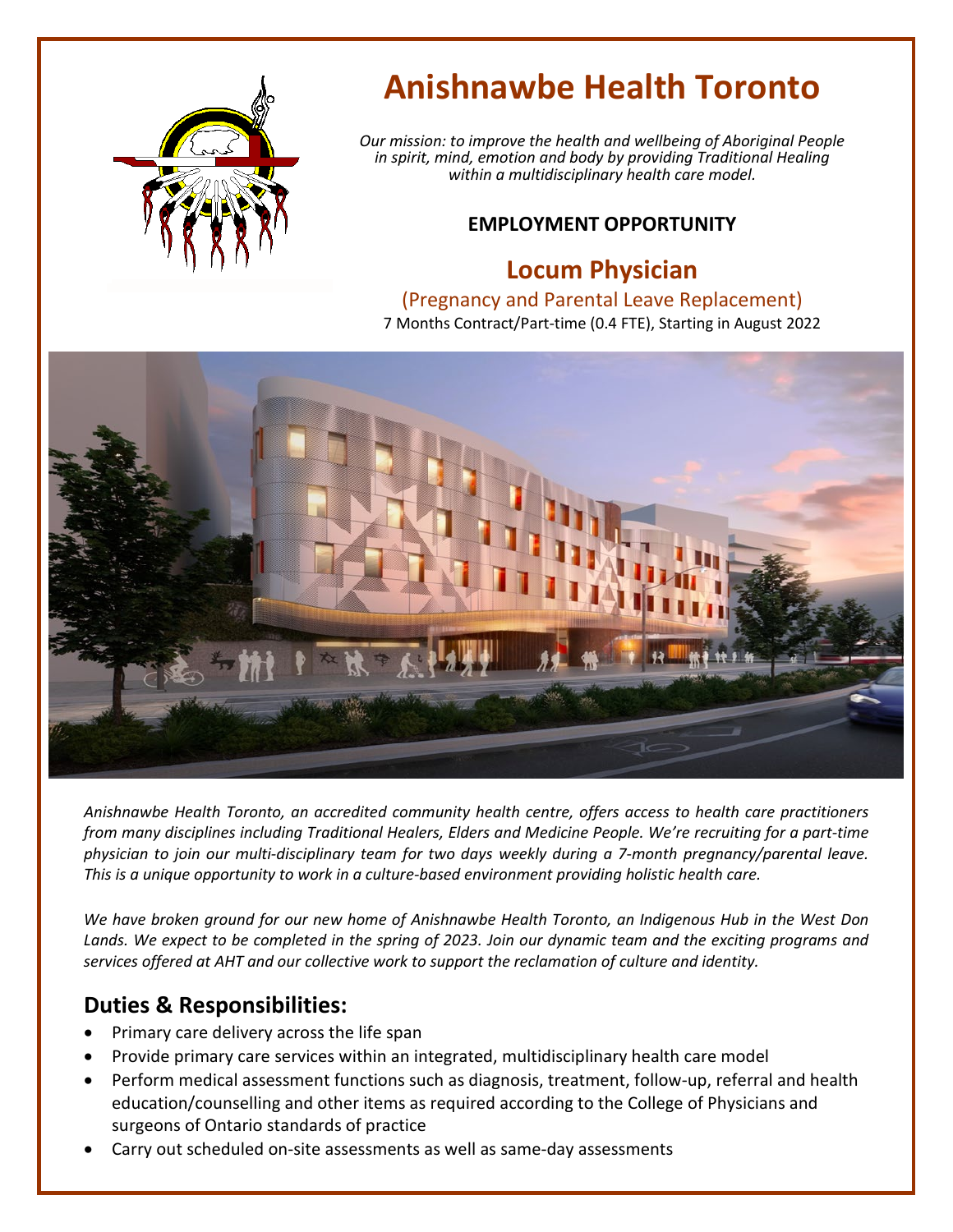# Anishnawbe Health Toronto

*Our mission: to improve the health and wellbeing of Aboriginal People in spirit, mind, emotion and body by providing Traditional Healing within a multidisciplinary health care model.*

**EMPLOYMENT OPPORTUNITY**

## Locum Physician

(Pregnancy and Parental Leave Replacement)

7 Months Contract/Part-time (0.4 FTE), Starting in August 2022

*Anishnawbe Health Toronto, an accredited community health centre, offers access to health care practitioners from many disciplines including Traditional Healers, Elders and Medicine People. We're recruiting for a part-time physician to join our multi-disciplinary team for two days weekly during a 7-month pregnancy/parental leave. This is a unique opportunity to work in a culture-based environment providing holistic health care.*

*We have broken ground for our new home of Anishnawbe Health Toronto, an Indigenous Hub in the West Don Lands. We expect to be completed in the spring of 2023. Join our dynamic team and the exciting programs and services offered at AHT and our collective work to support the reclamation of culture and identity.*

## Duties & Responsibilities:

- Primary care delivery across the life span
- Provide primary care services within an integrated, multidisciplinary health care model
- Perform medical assessment functions such as diagnosis, treatment, follow-up, referral and health education/counselling and other items as required according to the College of Physicians and surgeons of Ontario standards of practice
- Carry out scheduled on-site assessments as well as same-day assessments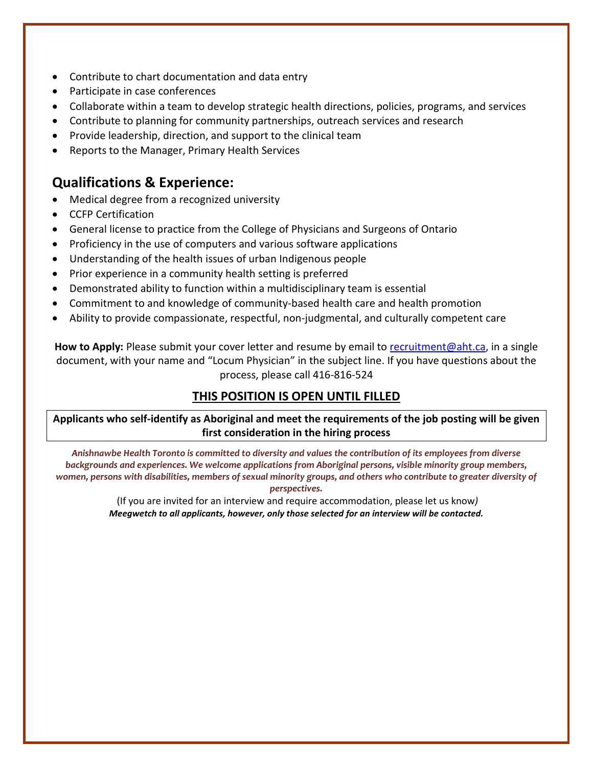- Contribute to chart documentation and data entry
- Participate in case conferences
- Collaborate within a team to develop strategic health directions, policies, programs, and services
- Contribute to planning for community partnerships, outreach services and research
- Provide leadership, direction, and support to the clinical team
- Reports to the Manager, Primary Health Services

## Qualifications & Experience:

- Medical degree from a recognized university
- CCFP Certification
- General license to practice from the College of Physicians and Surgeons of Ontario
- Proficiency in the use of computers and various software applications
- Understanding of the health issues of urban Indigenous people
- Prior experience in a community health setting is preferred
- Demonstrated ability to function within a multidisciplinary team is essential
- Commitment to and knowledge of community-based health care and health promotion
- Ability to provide compassionate, respectful, non-judgmental, and culturally competent care

**How to Apply:** Please submit your cover letter and resume by email to recruitment@aht.ca, in a single document, with your name and "Locum Physician" in the subject line. If you have questions about the process, please call 416-816-524

**THIS POSITION IS OPEN UNTIL FILLED**

**Applicants who self-identify as Aboriginal and meet the requirements of the job posting will be given first consideration in the hiring process**

***Anishnawbe Health Toronto is committed to diversity and values the contribution of its employees from diverse backgrounds and experiences. We welcome applications from Aboriginal persons, visible minority group members, women, persons with disabilities, members of sexual minority groups, and others who contribute to greater diversity of perspectives.***

(If you are invited for an interview and require accommodation, please let us know*)*

***Meegwetch to all applicants, however, only those selected for an interview will be contacted.***